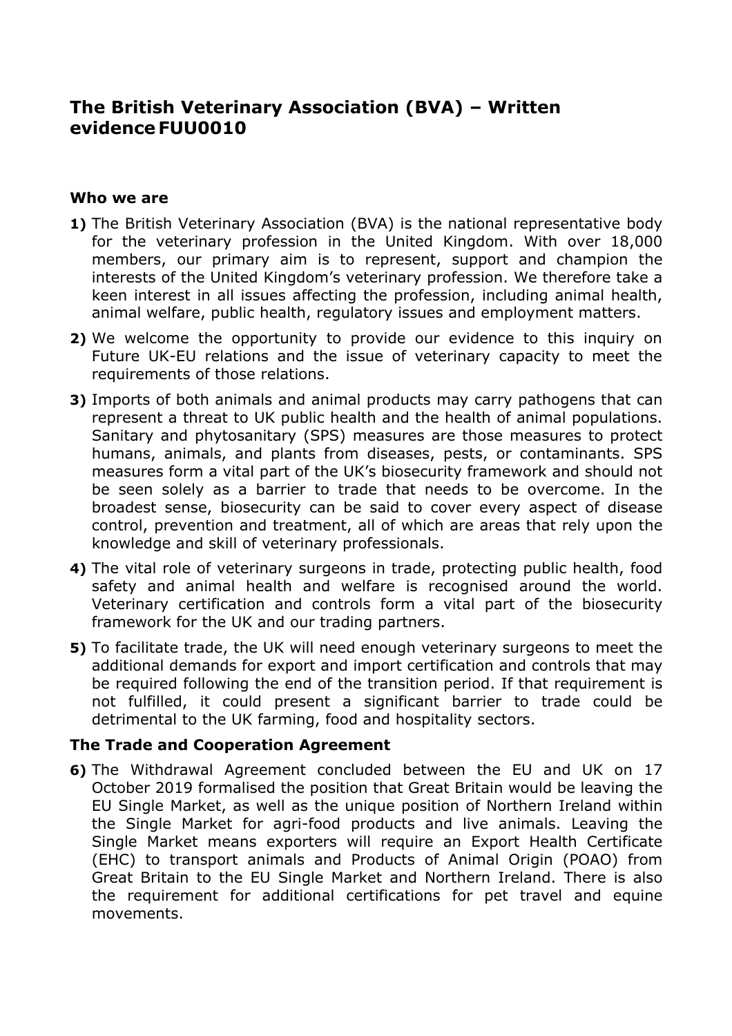# The British Veterinary Association (BVA) – Written evidence FUU0010

### Who we are

**1)** The British Veterinary Association (BVA) is the national representative body for the veterinary profession in the United Kingdom. With over 18,000 members, our primary aim is to represent, support and champion the interests of the United Kingdom's veterinary profession. We therefore take a keen interest in all issues affecting the profession, including animal health, animal welfare, public health, regulatory issues and employment matters.

**2)** We welcome the opportunity to provide our evidence to this inquiry on Future UK-EU relations and the issue of veterinary capacity to meet the requirements of those relations.

**3)** Imports of both animals and animal products may carry pathogens that can represent a threat to UK public health and the health of animal populations. Sanitary and phytosanitary (SPS) measures are those measures to protect humans, animals, and plants from diseases, pests, or contaminants. SPS measures form a vital part of the UK's biosecurity framework and should not be seen solely as a barrier to trade that needs to be overcome. In the broadest sense, biosecurity can be said to cover every aspect of disease control, prevention and treatment, all of which are areas that rely upon the knowledge and skill of veterinary professionals.

**4)** The vital role of veterinary surgeons in trade, protecting public health, food safety and animal health and welfare is recognised around the world. Veterinary certification and controls form a vital part of the biosecurity framework for the UK and our trading partners.

**5)** To facilitate trade, the UK will need enough veterinary surgeons to meet the additional demands for export and import certification and controls that may be required following the end of the transition period. If that requirement is not fulfilled, it could present a significant barrier to trade could be detrimental to the UK farming, food and hospitality sectors.

### The Trade and Cooperation Agreement

**6)** The Withdrawal Agreement concluded between the EU and UK on 17 October 2019 formalised the position that Great Britain would be leaving the EU Single Market, as well as the unique position of Northern Ireland within the Single Market for agri-food products and live animals. Leaving the Single Market means exporters will require an Export Health Certificate (EHC) to transport animals and Products of Animal Origin (POAO) from Great Britain to the EU Single Market and Northern Ireland. There is also the requirement for additional certifications for pet travel and equine movements.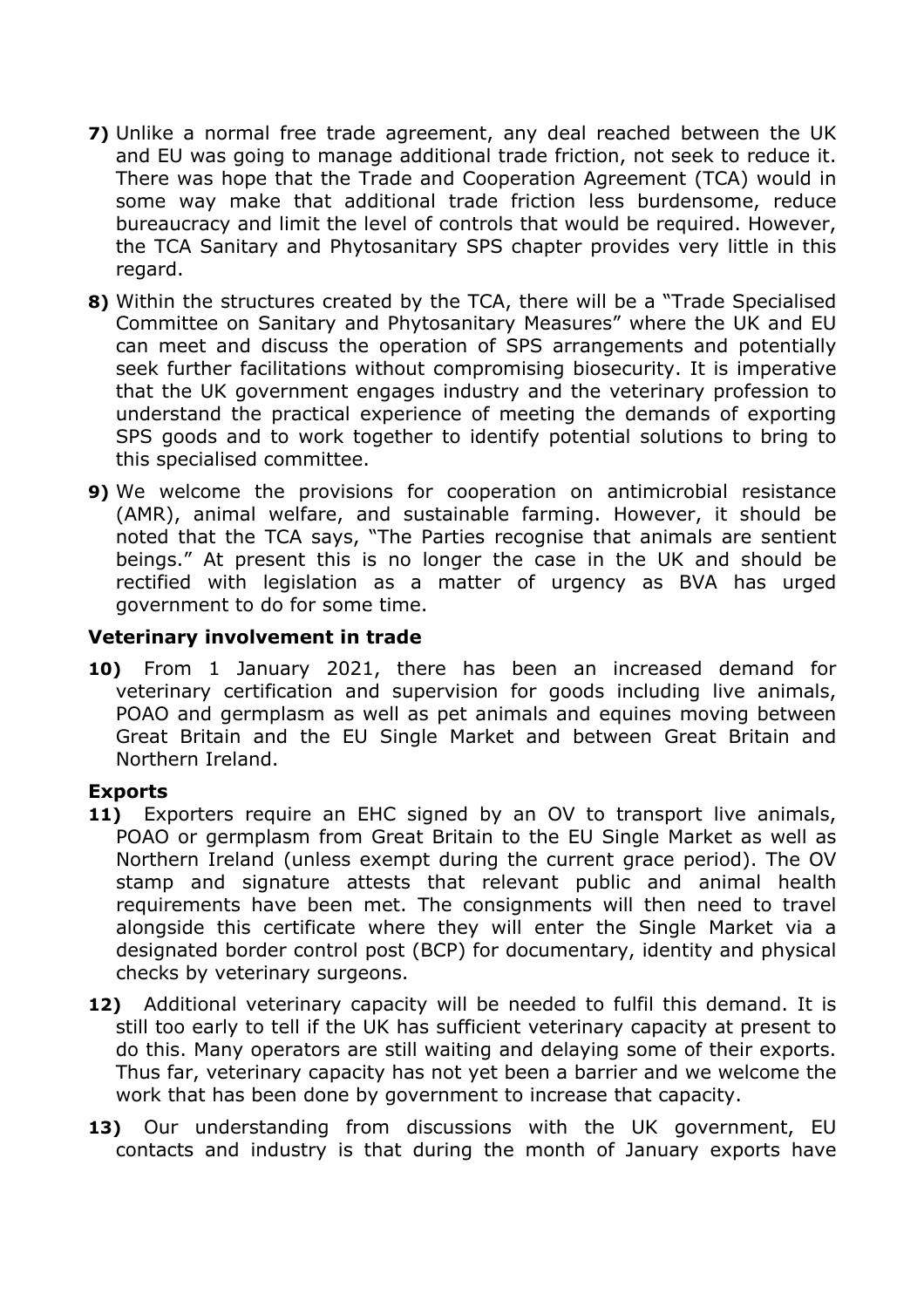**7)** Unlike a normal free trade agreement, any deal reached between the UK and EU was going to manage additional trade friction, not seek to reduce it. There was hope that the Trade and Cooperation Agreement (TCA) would in some way make that additional trade friction less burdensome, reduce bureaucracy and limit the level of controls that would be required. However, the TCA Sanitary and Phytosanitary SPS chapter provides very little in this regard.

**8)** Within the structures created by the TCA, there will be a "Trade Specialised Committee on Sanitary and Phytosanitary Measures" where the UK and EU can meet and discuss the operation of SPS arrangements and potentially seek further facilitations without compromising biosecurity. It is imperative that the UK government engages industry and the veterinary profession to understand the practical experience of meeting the demands of exporting SPS goods and to work together to identify potential solutions to bring to this specialised committee.

**9)** We welcome the provisions for cooperation on antimicrobial resistance (AMR), animal welfare, and sustainable farming. However, it should be noted that the TCA says, "The Parties recognise that animals are sentient beings." At present this is no longer the case in the UK and should be rectified with legislation as a matter of urgency as BVA has urged government to do for some time.

### Veterinary involvement in trade

**10)** From 1 January 2021, there has been an increased demand for veterinary certification and supervision for goods including live animals, POAO and germplasm as well as pet animals and equines moving between Great Britain and the EU Single Market and between Great Britain and Northern Ireland.

### Exports

**11)** Exporters require an EHC signed by an OV to transport live animals, POAO or germplasm from Great Britain to the EU Single Market as well as Northern Ireland (unless exempt during the current grace period). The OV stamp and signature attests that relevant public and animal health requirements have been met. The consignments will then need to travel alongside this certificate where they will enter the Single Market via a designated border control post (BCP) for documentary, identity and physical checks by veterinary surgeons.

**12)** Additional veterinary capacity will be needed to fulfil this demand. It is still too early to tell if the UK has sufficient veterinary capacity at present to do this. Many operators are still waiting and delaying some of their exports. Thus far, veterinary capacity has not yet been a barrier and we welcome the work that has been done by government to increase that capacity.

**13)** Our understanding from discussions with the UK government, EU contacts and industry is that during the month of January exports have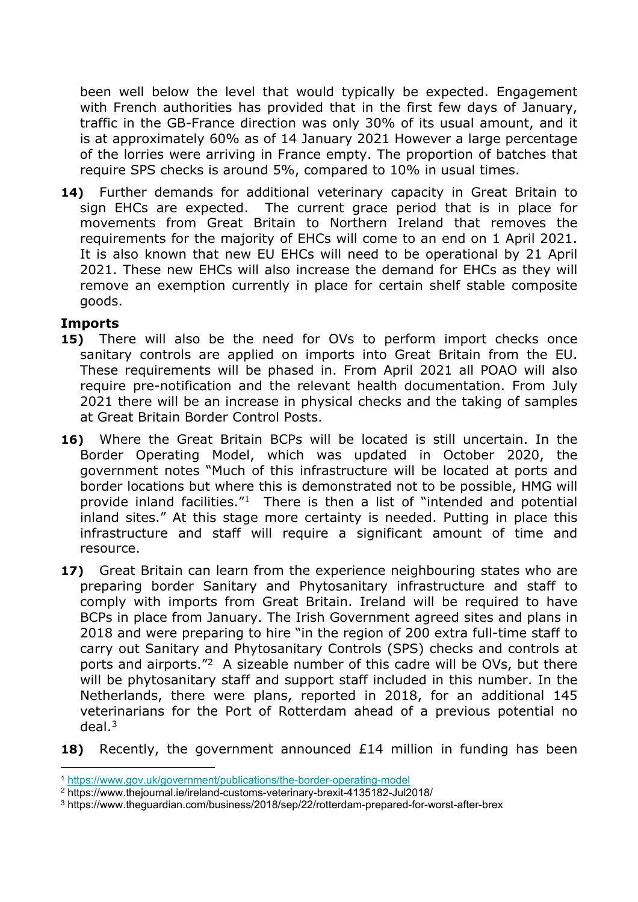been well below the level that would typically be expected. Engagement with French authorities has provided that in the first few days of January, traffic in the GB-France direction was only 30% of its usual amount, and it is at approximately 60% as of 14 January 2021 However a large percentage of the lorries were arriving in France empty. The proportion of batches that require SPS checks is around 5%, compared to 10% in usual times.

**14)** Further demands for additional veterinary capacity in Great Britain to sign EHCs are expected. The current grace period that is in place for movements from Great Britain to Northern Ireland that removes the requirements for the majority of EHCs will come to an end on 1 April 2021. It is also known that new EU EHCs will need to be operational by 21 April 2021. These new EHCs will also increase the demand for EHCs as they will remove an exemption currently in place for certain shelf stable composite goods.

### Imports

**15)** There will also be the need for OVs to perform import checks once sanitary controls are applied on imports into Great Britain from the EU. These requirements will be phased in. From April 2021 all POAO will also require pre-notification and the relevant health documentation. From July 2021 there will be an increase in physical checks and the taking of samples at Great Britain Border Control Posts.

**16)** Where the Great Britain BCPs will be located is still uncertain. In the Border Operating Model, which was updated in October 2020, the government notes "Much of this infrastructure will be located at ports and border locations but where this is demonstrated not to be possible, HMG will provide inland facilities."[1] There is then a list of "intended and potential inland sites." At this stage more certainty is needed. Putting in place this infrastructure and staff will require a significant amount of time and resource.

**17)** Great Britain can learn from the experience neighbouring states who are preparing border Sanitary and Phytosanitary infrastructure and staff to comply with imports from Great Britain. Ireland will be required to have BCPs in place from January. The Irish Government agreed sites and plans in 2018 and were preparing to hire "in the region of 200 extra full-time staff to carry out Sanitary and Phytosanitary Controls (SPS) checks and controls at ports and airports."[2] A sizeable number of this cadre will be OVs, but there will be phytosanitary staff and support staff included in this number. In the Netherlands, there were plans, reported in 2018, for an additional 145 veterinarians for the Port of Rotterdam ahead of a previous potential no deal.[3]

**18)** Recently, the government announced £14 million in funding has been

---

[1] https://www.gov.uk/government/publications/the-border-operating-model

[2] https://www.thejournal.ie/ireland-customs-veterinary-brexit-4135182-Jul2018/

[3] https://www.theguardian.com/business/2018/sep/22/rotterdam-prepared-for-worst-after-brex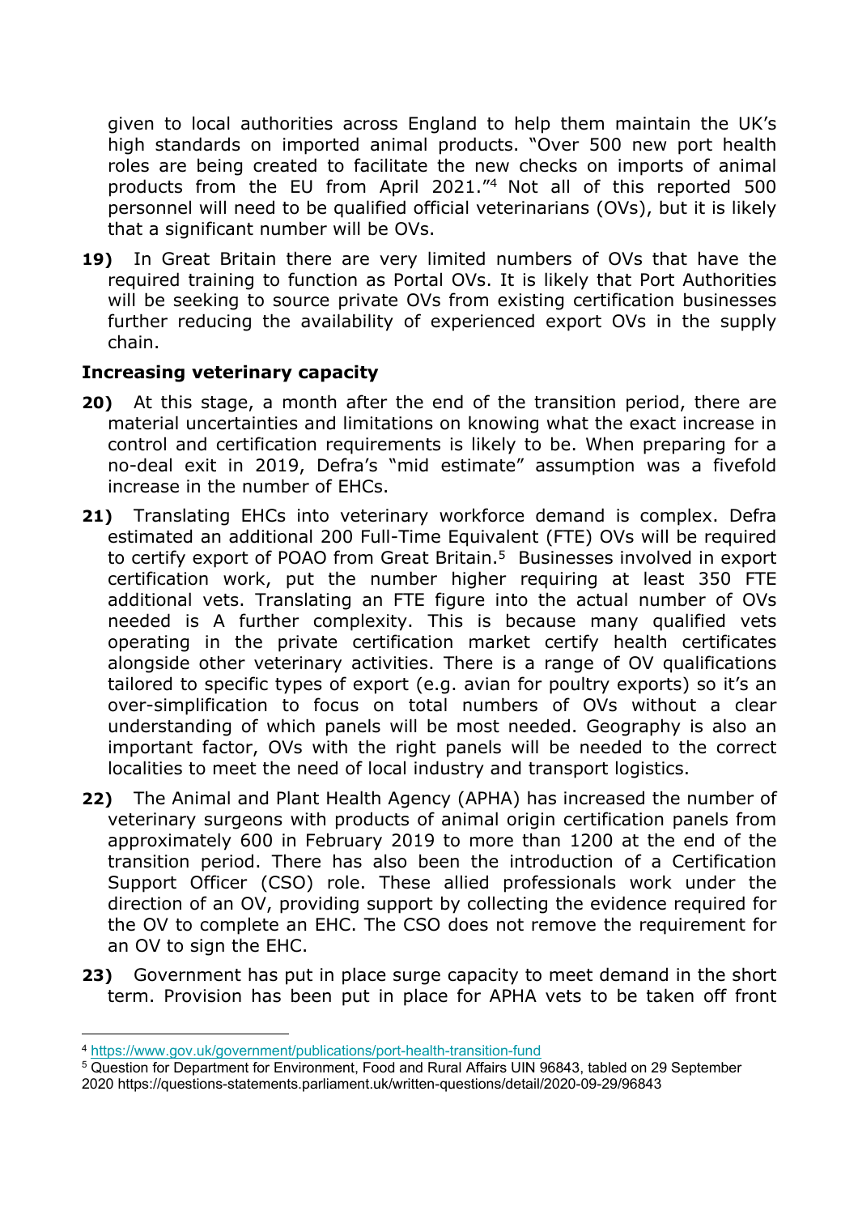given to local authorities across England to help them maintain the UK's high standards on imported animal products. "Over 500 new port health roles are being created to facilitate the new checks on imports of animal products from the EU from April 2021."[4] Not all of this reported 500 personnel will need to be qualified official veterinarians (OVs), but it is likely that a significant number will be OVs.

**19)** In Great Britain there are very limited numbers of OVs that have the required training to function as Portal OVs. It is likely that Port Authorities will be seeking to source private OVs from existing certification businesses further reducing the availability of experienced export OVs in the supply chain.

### Increasing veterinary capacity

**20)** At this stage, a month after the end of the transition period, there are material uncertainties and limitations on knowing what the exact increase in control and certification requirements is likely to be. When preparing for a no-deal exit in 2019, Defra's "mid estimate" assumption was a fivefold increase in the number of EHCs.

**21)** Translating EHCs into veterinary workforce demand is complex. Defra estimated an additional 200 Full-Time Equivalent (FTE) OVs will be required to certify export of POAO from Great Britain.[5] Businesses involved in export certification work, put the number higher requiring at least 350 FTE additional vets. Translating an FTE figure into the actual number of OVs needed is A further complexity. This is because many qualified vets operating in the private certification market certify health certificates alongside other veterinary activities. There is a range of OV qualifications tailored to specific types of export (e.g. avian for poultry exports) so it's an over-simplification to focus on total numbers of OVs without a clear understanding of which panels will be most needed. Geography is also an important factor, OVs with the right panels will be needed to the correct localities to meet the need of local industry and transport logistics.

**22)** The Animal and Plant Health Agency (APHA) has increased the number of veterinary surgeons with products of animal origin certification panels from approximately 600 in February 2019 to more than 1200 at the end of the transition period. There has also been the introduction of a Certification Support Officer (CSO) role. These allied professionals work under the direction of an OV, providing support by collecting the evidence required for the OV to complete an EHC. The CSO does not remove the requirement for an OV to sign the EHC.

**23)** Government has put in place surge capacity to meet demand in the short term. Provision has been put in place for APHA vets to be taken off front

---

[4] https://www.gov.uk/government/publications/port-health-transition-fund

[5] Question for Department for Environment, Food and Rural Affairs UIN 96843, tabled on 29 September 2020 https://questions-statements.parliament.uk/written-questions/detail/2020-09-29/96843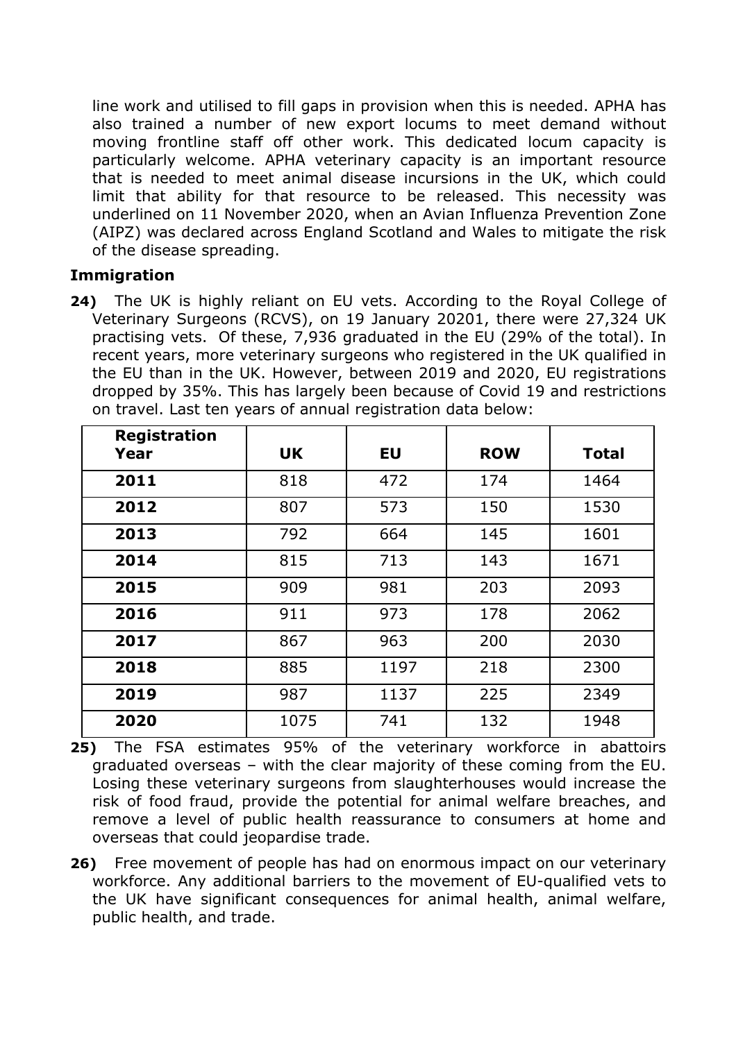line work and utilised to fill gaps in provision when this is needed. APHA has also trained a number of new export locums to meet demand without moving frontline staff off other work. This dedicated locum capacity is particularly welcome. APHA veterinary capacity is an important resource that is needed to meet animal disease incursions in the UK, which could limit that ability for that resource to be released. This necessity was underlined on 11 November 2020, when an Avian Influenza Prevention Zone (AIPZ) was declared across England Scotland and Wales to mitigate the risk of the disease spreading.

**Immigration**

**24)** The UK is highly reliant on EU vets. According to the Royal College of Veterinary Surgeons (RCVS), on 19 January 20201, there were 27,324 UK practising vets. Of these, 7,936 graduated in the EU (29% of the total). In recent years, more veterinary surgeons who registered in the UK qualified in the EU than in the UK. However, between 2019 and 2020, EU registrations dropped by 35%. This has largely been because of Covid 19 and restrictions on travel. Last ten years of annual registration data below:

| Registration Year | UK | EU | ROW | Total |
|---|---|---|---|---|
| **2011** | 818 | 472 | 174 | 1464 |
| **2012** | 807 | 573 | 150 | 1530 |
| **2013** | 792 | 664 | 145 | 1601 |
| **2014** | 815 | 713 | 143 | 1671 |
| **2015** | 909 | 981 | 203 | 2093 |
| **2016** | 911 | 973 | 178 | 2062 |
| **2017** | 867 | 963 | 200 | 2030 |
| **2018** | 885 | 1197 | 218 | 2300 |
| **2019** | 987 | 1137 | 225 | 2349 |
| **2020** | 1075 | 741 | 132 | 1948 |

**25)** The FSA estimates 95% of the veterinary workforce in abattoirs graduated overseas – with the clear majority of these coming from the EU. Losing these veterinary surgeons from slaughterhouses would increase the risk of food fraud, provide the potential for animal welfare breaches, and remove a level of public health reassurance to consumers at home and overseas that could jeopardise trade.

**26)** Free movement of people has had on enormous impact on our veterinary workforce. Any additional barriers to the movement of EU-qualified vets to the UK have significant consequences for animal health, animal welfare, public health, and trade.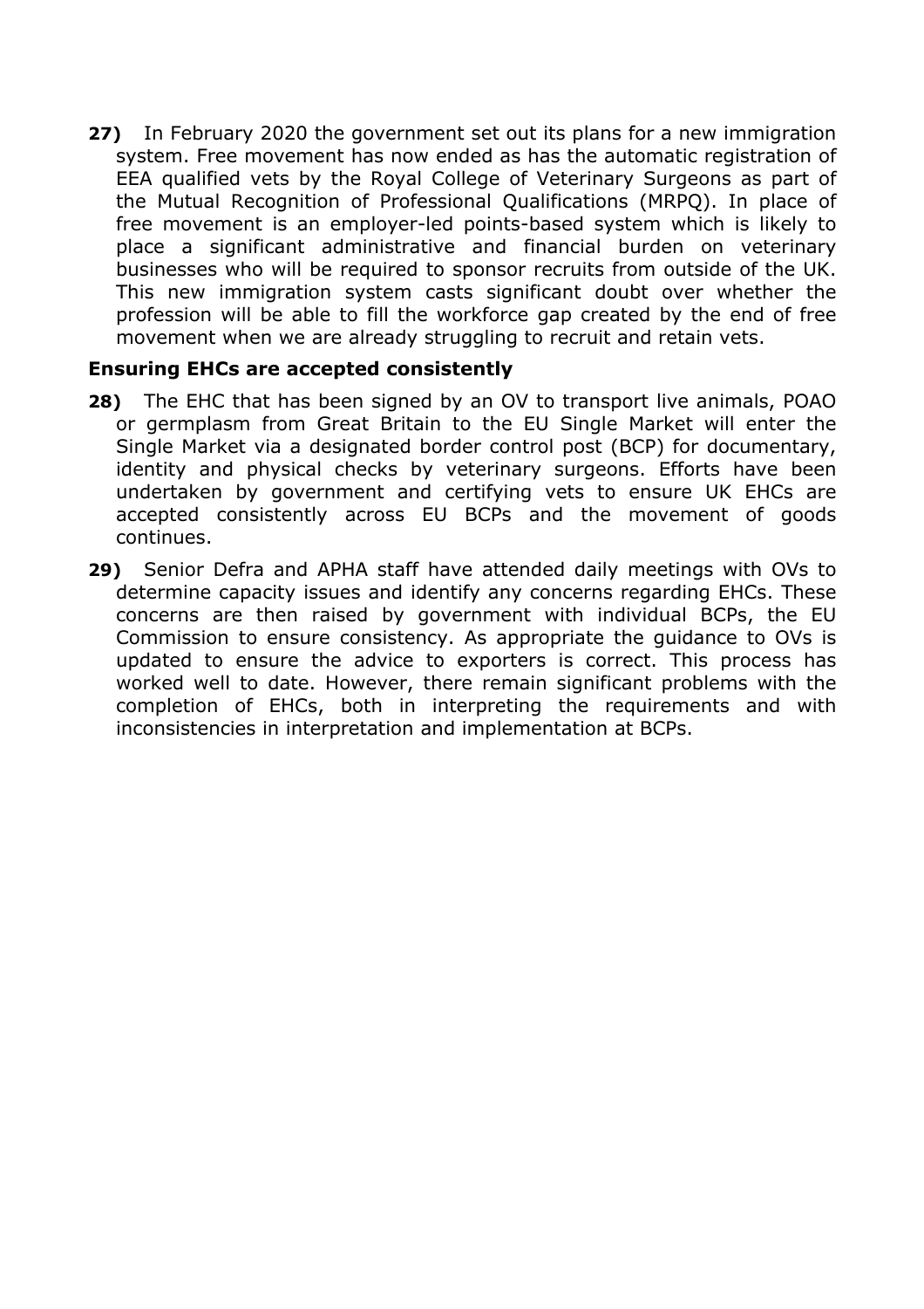**27)** In February 2020 the government set out its plans for a new immigration system. Free movement has now ended as has the automatic registration of EEA qualified vets by the Royal College of Veterinary Surgeons as part of the Mutual Recognition of Professional Qualifications (MRPQ). In place of free movement is an employer-led points-based system which is likely to place a significant administrative and financial burden on veterinary businesses who will be required to sponsor recruits from outside of the UK. This new immigration system casts significant doubt over whether the profession will be able to fill the workforce gap created by the end of free movement when we are already struggling to recruit and retain vets.

### Ensuring EHCs are accepted consistently

**28)** The EHC that has been signed by an OV to transport live animals, POAO or germplasm from Great Britain to the EU Single Market will enter the Single Market via a designated border control post (BCP) for documentary, identity and physical checks by veterinary surgeons. Efforts have been undertaken by government and certifying vets to ensure UK EHCs are accepted consistently across EU BCPs and the movement of goods continues.

**29)** Senior Defra and APHA staff have attended daily meetings with OVs to determine capacity issues and identify any concerns regarding EHCs. These concerns are then raised by government with individual BCPs, the EU Commission to ensure consistency. As appropriate the guidance to OVs is updated to ensure the advice to exporters is correct. This process has worked well to date. However, there remain significant problems with the completion of EHCs, both in interpreting the requirements and with inconsistencies in interpretation and implementation at BCPs.